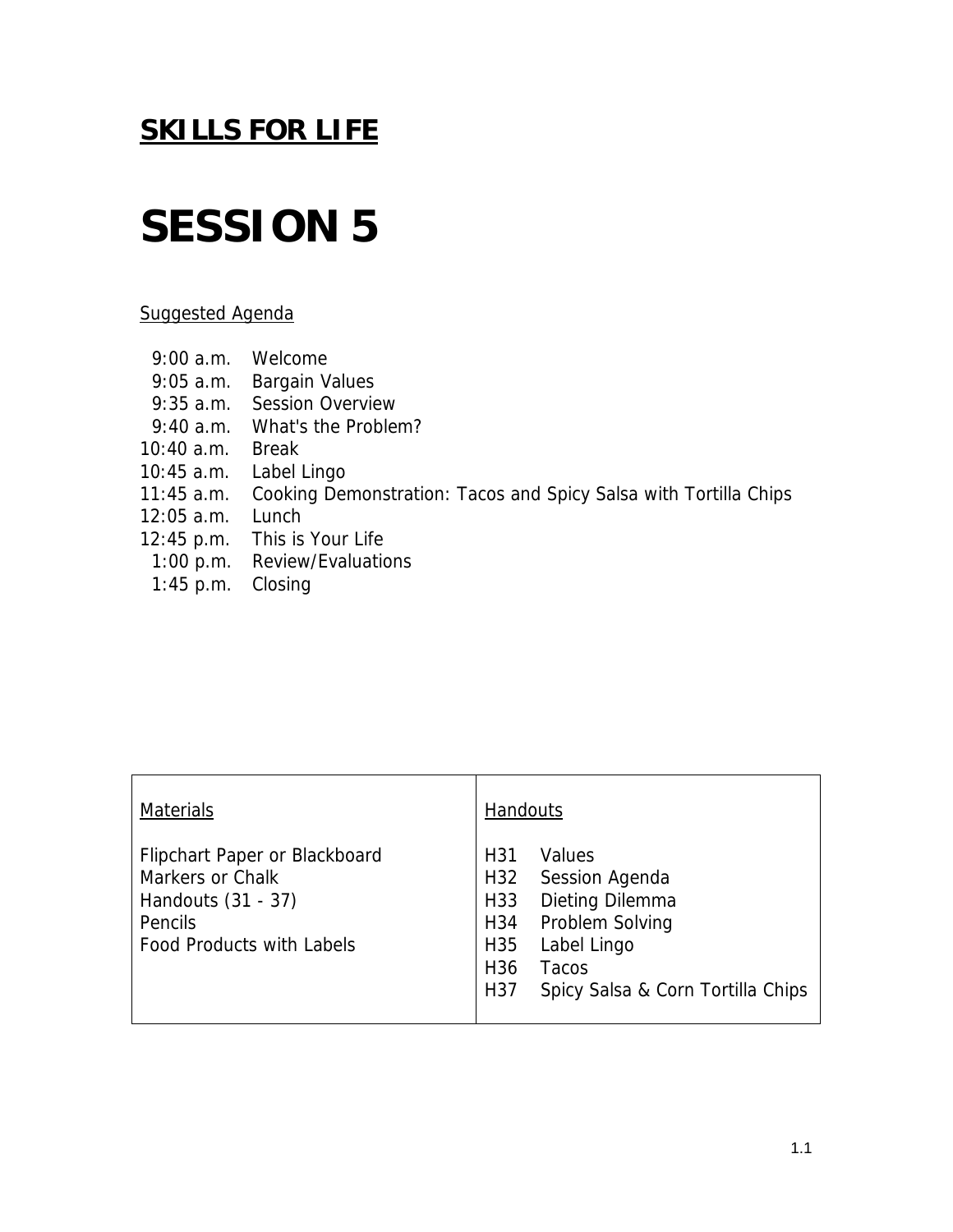# **SKILLS FOR LIFE**

# SESSION 5

Suggested Agenda

| | |
|---|---|
| 9:00 a.m. | Welcome |
| 9:05 a.m. | Bargain Values |
| 9:35 a.m. | Session Overview |
| 9:40 a.m. | What's the Problem? |
| 10:40 a.m. | Break |
| 10:45 a.m. | Label Lingo |
| 11:45 a.m. | Cooking Demonstration: Tacos and Spicy Salsa with Tortilla Chips |
| 12:05 a.m. | Lunch |
| 12:45 p.m. | This is Your Life |
| 1:00 p.m. | Review/Evaluations |
| 1:45 p.m. | Closing |

| Materials | Handouts |
|---|---|
| Flipchart Paper or Blackboard<br>Markers or Chalk<br>Handouts (31 - 37)<br>Pencils<br>Food Products with Labels | H31 Values<br>H32 Session Agenda<br>H33 Dieting Dilemma<br>H34 Problem Solving<br>H35 Label Lingo<br>H36 Tacos<br>H37 Spicy Salsa & Corn Tortilla Chips |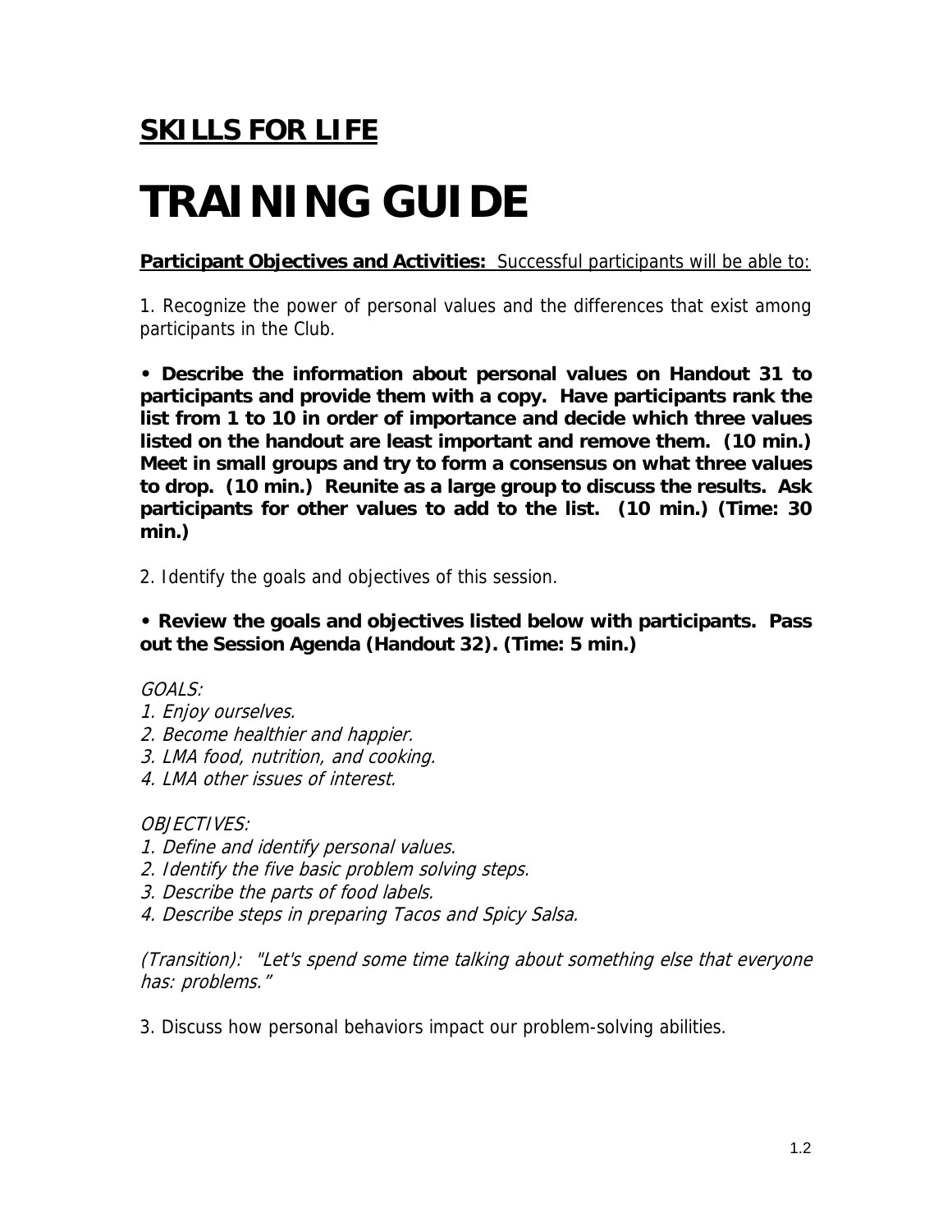## SKILLS FOR LIFE

# TRAINING GUIDE

**Participant Objectives and Activities:** Successful participants will be able to:

1. Recognize the power of personal values and the differences that exist among participants in the Club.

**• Describe the information about personal values on Handout 31 to participants and provide them with a copy. Have participants rank the list from 1 to 10 in order of importance and decide which three values listed on the handout are least important and remove them. (10 min.) Meet in small groups and try to form a consensus on what three values to drop. (10 min.) Reunite as a large group to discuss the results. Ask participants for other values to add to the list. (10 min.) (Time: 30 min.)**

2. Identify the goals and objectives of this session.

**• Review the goals and objectives listed below with participants. Pass out the Session Agenda (Handout 32). (Time: 5 min.)**

*GOALS:*
*1. Enjoy ourselves.*
*2. Become healthier and happier.*
*3. LMA food, nutrition, and cooking.*
*4. LMA other issues of interest.*

*OBJECTIVES:*
*1. Define and identify personal values.*
*2. Identify the five basic problem solving steps.*
*3. Describe the parts of food labels.*
*4. Describe steps in preparing Tacos and Spicy Salsa.*

*(Transition): "Let's spend some time talking about something else that everyone has: problems."*

3. Discuss how personal behaviors impact our problem-solving abilities.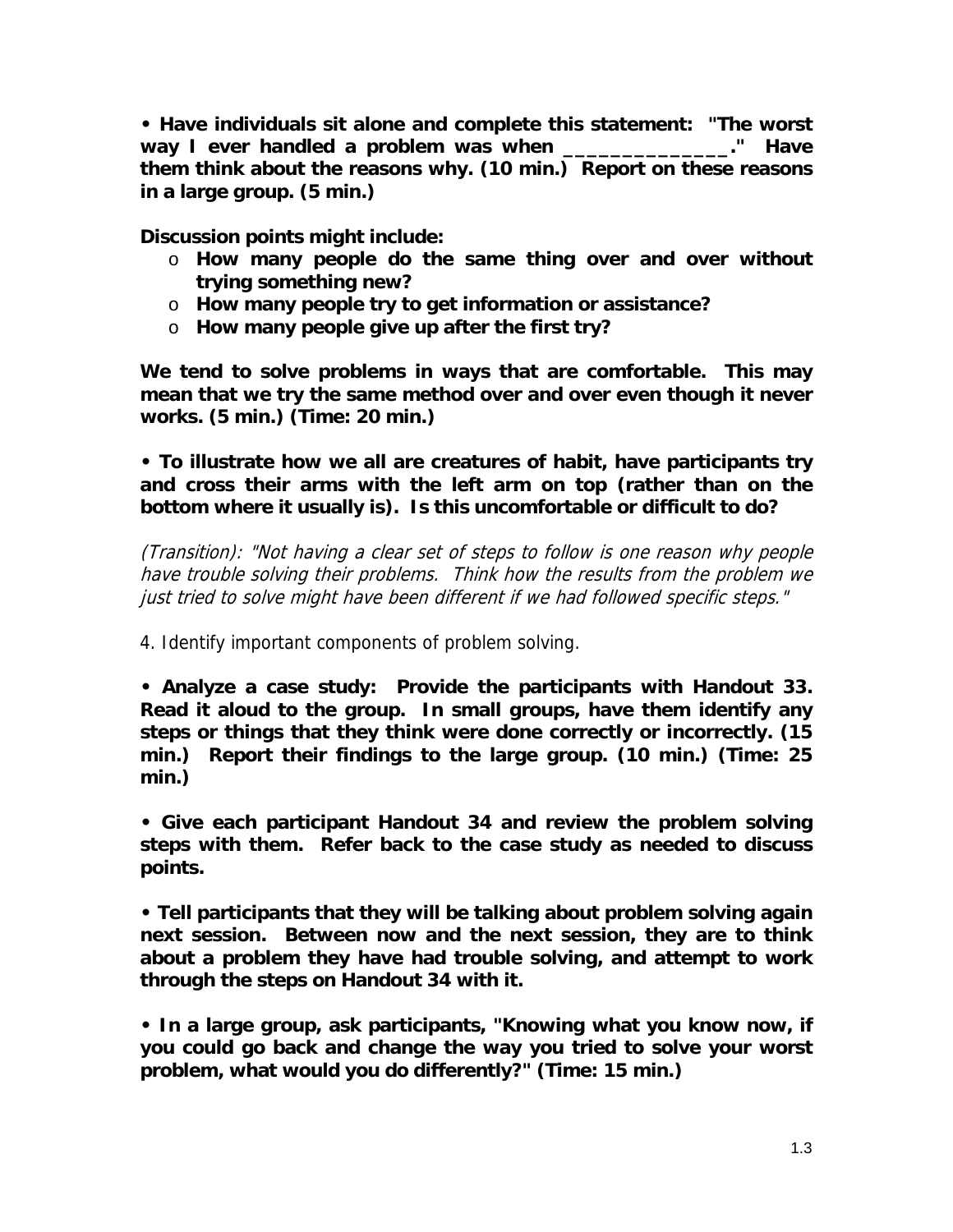**• Have individuals sit alone and complete this statement: "The worst way I ever handled a problem was when _______________." Have them think about the reasons why. (10 min.) Report on these reasons in a large group. (5 min.)**

**Discussion points might include:**

- **How many people do the same thing over and over without trying something new?**
- **How many people try to get information or assistance?**
- **How many people give up after the first try?**

**We tend to solve problems in ways that are comfortable. This may mean that we try the same method over and over even though it never works. (5 min.) (Time: 20 min.)**

**• To illustrate how we all are creatures of habit, have participants try and cross their arms with the left arm on top (rather than on the bottom where it usually is). Is this uncomfortable or difficult to do?**

*(Transition): "Not having a clear set of steps to follow is one reason why people have trouble solving their problems. Think how the results from the problem we just tried to solve might have been different if we had followed specific steps."*

4. Identify important components of problem solving.

**• Analyze a case study: Provide the participants with Handout 33. Read it aloud to the group. In small groups, have them identify any steps or things that they think were done correctly or incorrectly. (15 min.) Report their findings to the large group. (10 min.) (Time: 25 min.)**

**• Give each participant Handout 34 and review the problem solving steps with them. Refer back to the case study as needed to discuss points.**

**• Tell participants that they will be talking about problem solving again next session. Between now and the next session, they are to think about a problem they have had trouble solving, and attempt to work through the steps on Handout 34 with it.**

**• In a large group, ask participants, "Knowing what you know now, if you could go back and change the way you tried to solve your worst problem, what would you do differently?" (Time: 15 min.)**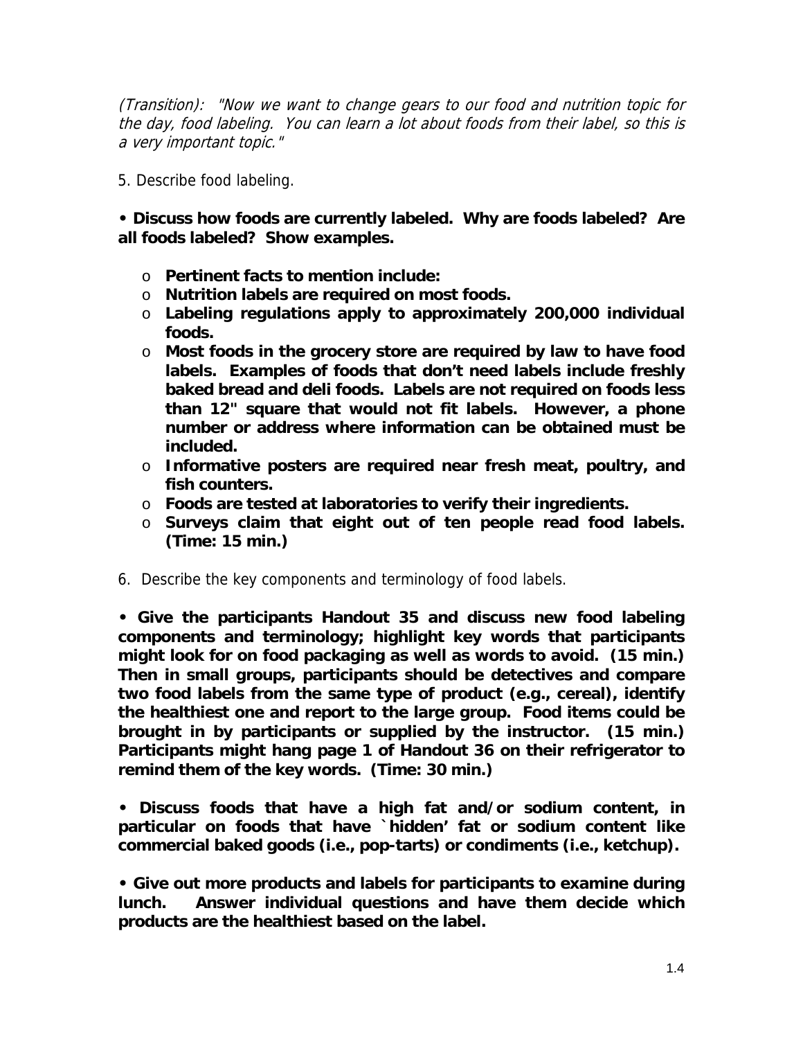*(Transition): "Now we want to change gears to our food and nutrition topic for the day, food labeling. You can learn a lot about foods from their label, so this is a very important topic."*

5. Describe food labeling.

**• Discuss how foods are currently labeled. Why are foods labeled? Are all foods labeled? Show examples.**

- **Pertinent facts to mention include:**
- **Nutrition labels are required on most foods.**
- **Labeling regulations apply to approximately 200,000 individual foods.**
- **Most foods in the grocery store are required by law to have food labels. Examples of foods that don't need labels include freshly baked bread and deli foods. Labels are not required on foods less than 12" square that would not fit labels. However, a phone number or address where information can be obtained must be included.**
- **Informative posters are required near fresh meat, poultry, and fish counters.**
- **Foods are tested at laboratories to verify their ingredients.**
- **Surveys claim that eight out of ten people read food labels. (Time: 15 min.)**

6. Describe the key components and terminology of food labels.

**• Give the participants Handout 35 and discuss new food labeling components and terminology; highlight key words that participants might look for on food packaging as well as words to avoid. (15 min.) Then in small groups, participants should be detectives and compare two food labels from the same type of product (e.g., cereal), identify the healthiest one and report to the large group. Food items could be brought in by participants or supplied by the instructor. (15 min.) Participants might hang page 1 of Handout 36 on their refrigerator to remind them of the key words. (Time: 30 min.)**

**• Discuss foods that have a high fat and/or sodium content, in particular on foods that have `hidden' fat or sodium content like commercial baked goods (i.e., pop-tarts) or condiments (i.e., ketchup).**

**• Give out more products and labels for participants to examine during lunch. Answer individual questions and have them decide which products are the healthiest based on the label.**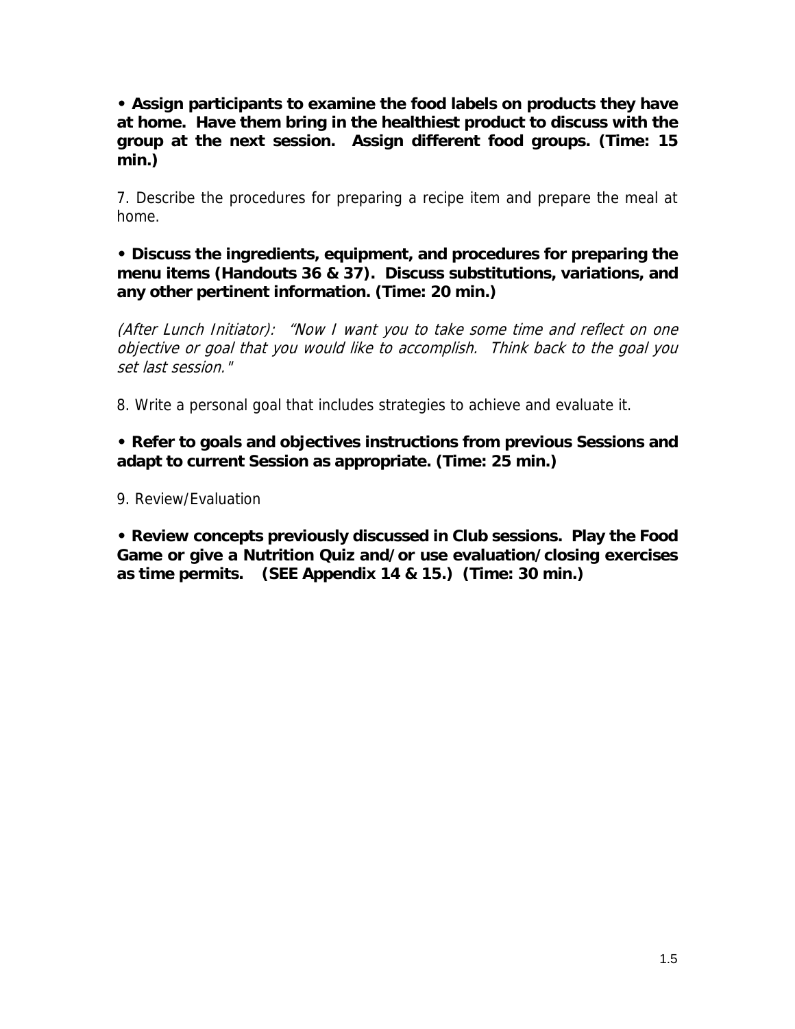**• Assign participants to examine the food labels on products they have at home. Have them bring in the healthiest product to discuss with the group at the next session. Assign different food groups. (Time: 15 min.)**

7. Describe the procedures for preparing a recipe item and prepare the meal at home.

**• Discuss the ingredients, equipment, and procedures for preparing the menu items (Handouts 36 & 37). Discuss substitutions, variations, and any other pertinent information. (Time: 20 min.)**

*(After Lunch Initiator): "Now I want you to take some time and reflect on one objective or goal that you would like to accomplish. Think back to the goal you set last session."*

8. Write a personal goal that includes strategies to achieve and evaluate it.

**• Refer to goals and objectives instructions from previous Sessions and adapt to current Session as appropriate. (Time: 25 min.)**

9. Review/Evaluation

**• Review concepts previously discussed in Club sessions. Play the Food Game or give a Nutrition Quiz and/or use evaluation/closing exercises as time permits. (SEE Appendix 14 & 15.) (Time: 30 min.)**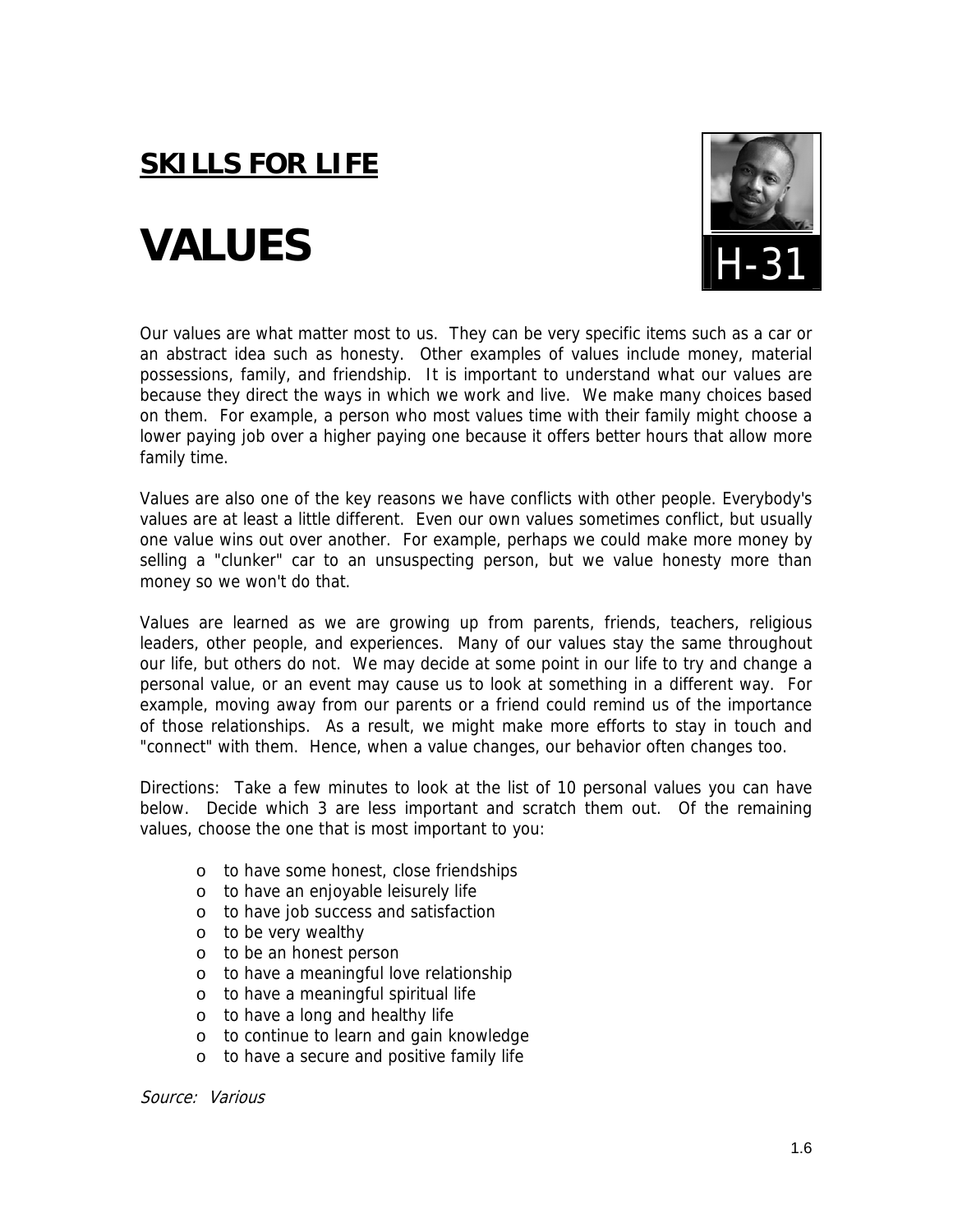## SKILLS FOR LIFE

# VALUES

H-31

Our values are what matter most to us. They can be very specific items such as a car or an abstract idea such as honesty. Other examples of values include money, material possessions, family, and friendship. It is important to understand what our values are because they direct the ways in which we work and live. We make many choices based on them. For example, a person who most values time with their family might choose a lower paying job over a higher paying one because it offers better hours that allow more family time.

Values are also one of the key reasons we have conflicts with other people. Everybody's values are at least a little different. Even our own values sometimes conflict, but usually one value wins out over another. For example, perhaps we could make more money by selling a "clunker" car to an unsuspecting person, but we value honesty more than money so we won't do that.

Values are learned as we are growing up from parents, friends, teachers, religious leaders, other people, and experiences. Many of our values stay the same throughout our life, but others do not. We may decide at some point in our life to try and change a personal value, or an event may cause us to look at something in a different way. For example, moving away from our parents or a friend could remind us of the importance of those relationships. As a result, we might make more efforts to stay in touch and "connect" with them. Hence, when a value changes, our behavior often changes too.

Directions: Take a few minutes to look at the list of 10 personal values you can have below. Decide which 3 are less important and scratch them out. Of the remaining values, choose the one that is most important to you:

- to have some honest, close friendships
- to have an enjoyable leisurely life
- to have job success and satisfaction
- to be very wealthy
- to be an honest person
- to have a meaningful love relationship
- to have a meaningful spiritual life
- to have a long and healthy life
- to continue to learn and gain knowledge
- to have a secure and positive family life

*Source: Various*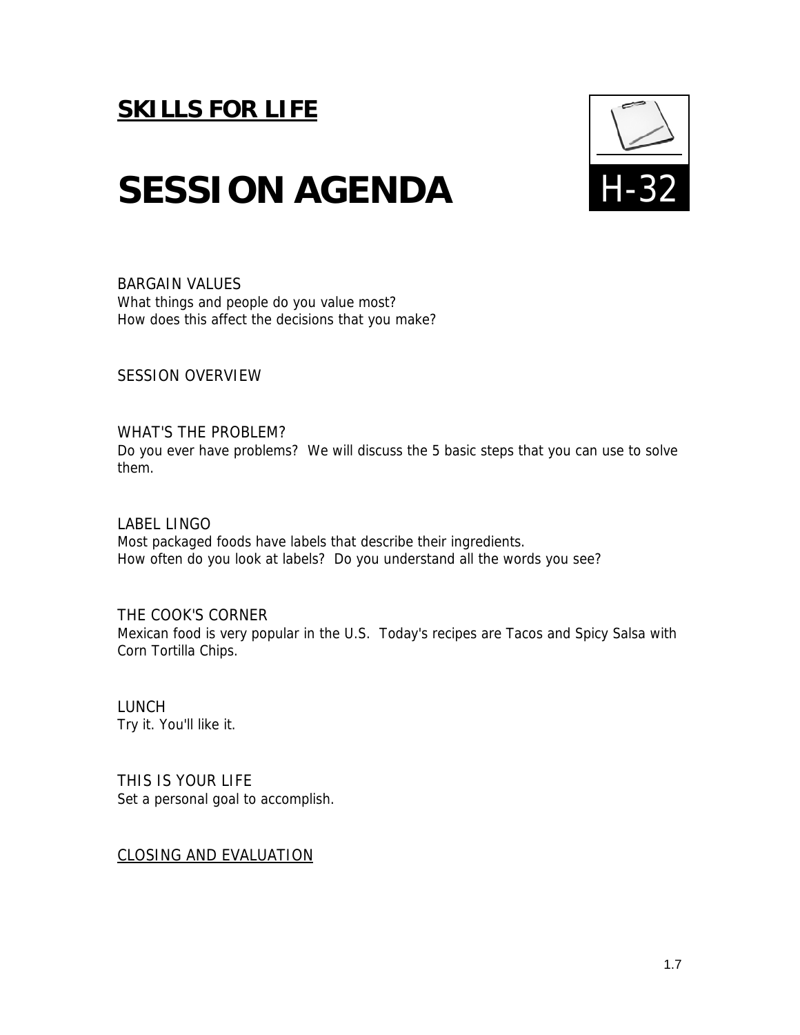## SKILLS FOR LIFE

# SESSION AGENDA

H-32

BARGAIN VALUES
What things and people do you value most?
How does this affect the decisions that you make?

SESSION OVERVIEW

WHAT'S THE PROBLEM?
Do you ever have problems? We will discuss the 5 basic steps that you can use to solve them.

LABEL LINGO
Most packaged foods have labels that describe their ingredients.
How often do you look at labels? Do you understand all the words you see?

THE COOK'S CORNER
Mexican food is very popular in the U.S. Today's recipes are Tacos and Spicy Salsa with Corn Tortilla Chips.

LUNCH
Try it. You'll like it.

THIS IS YOUR LIFE
Set a personal goal to accomplish.

<u>CLOSING AND EVALUATION</u>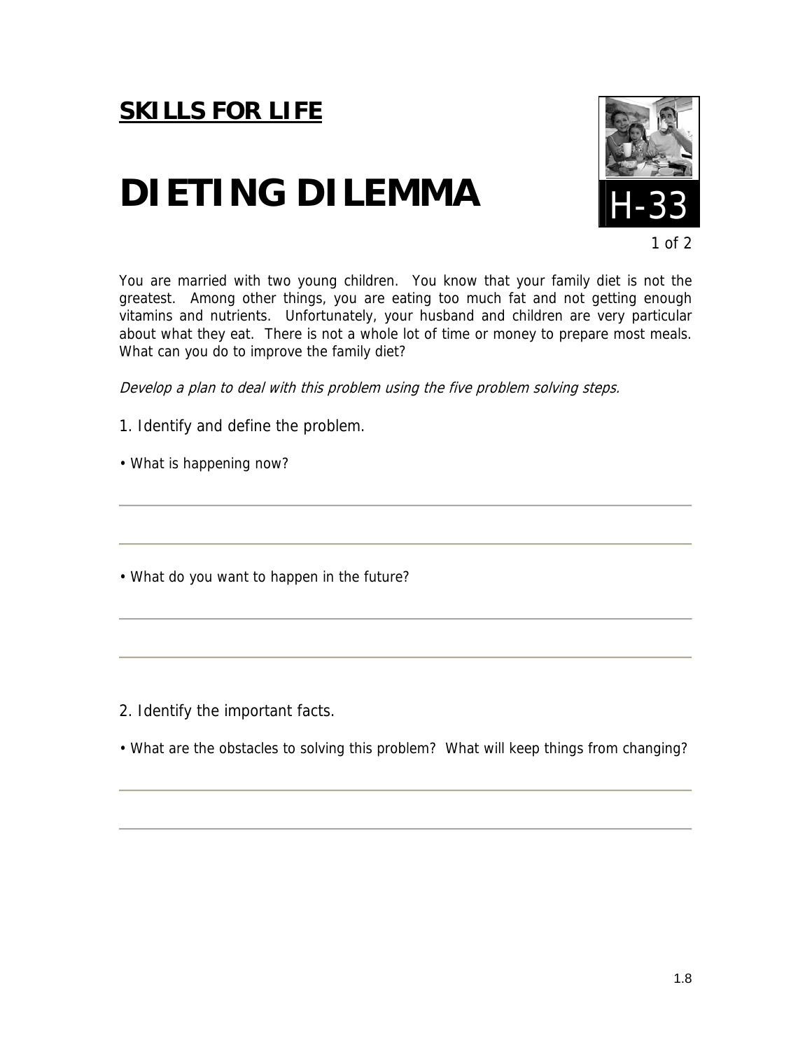## SKILLS FOR LIFE

# DIETING DILEMMA

H-33

You are married with two young children. You know that your family diet is not the greatest. Among other things, you are eating too much fat and not getting enough vitamins and nutrients. Unfortunately, your husband and children are very particular about what they eat. There is not a whole lot of time or money to prepare most meals. What can you do to improve the family diet?

*Develop a plan to deal with this problem using the five problem solving steps.*

1. Identify and define the problem.

• What is happening now?

---

---

• What do you want to happen in the future?

---

---

2. Identify the important facts.

• What are the obstacles to solving this problem? What will keep things from changing?

---

---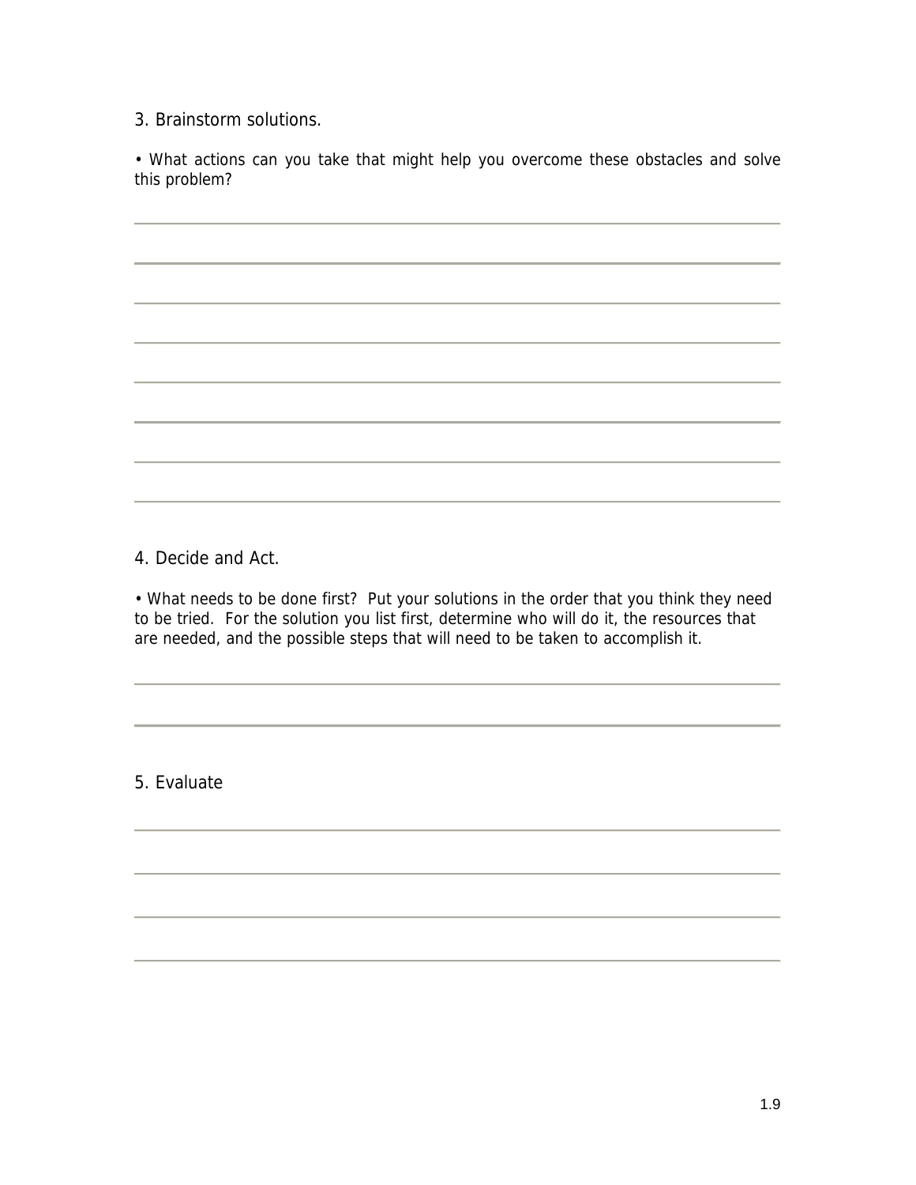3. Brainstorm solutions.

• What actions can you take that might help you overcome these obstacles and solve this problem?

4. Decide and Act.

• What needs to be done first? Put your solutions in the order that you think they need to be tried. For the solution you list first, determine who will do it, the resources that are needed, and the possible steps that will need to be taken to accomplish it.

5. Evaluate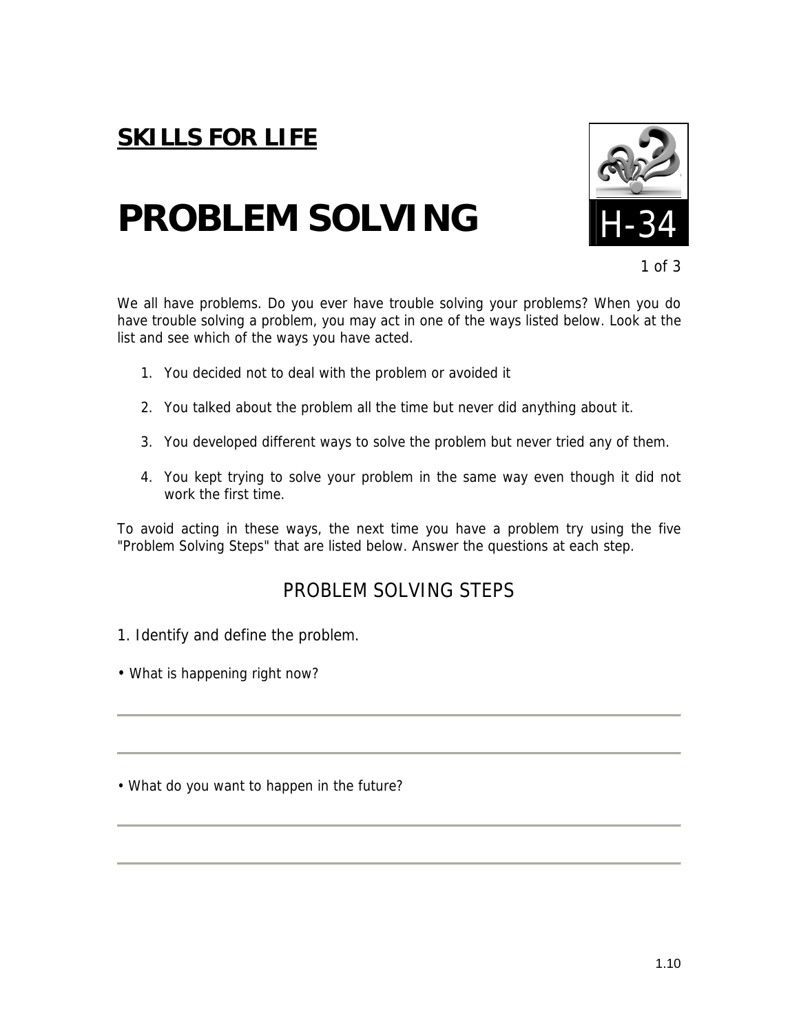## SKILLS FOR LIFE

# PROBLEM SOLVING

H-34

We all have problems. Do you ever have trouble solving your problems? When you do have trouble solving a problem, you may act in one of the ways listed below. Look at the list and see which of the ways you have acted.

1. You decided not to deal with the problem or avoided it

2. You talked about the problem all the time but never did anything about it.

3. You developed different ways to solve the problem but never tried any of them.

4. You kept trying to solve your problem in the same way even though it did not work the first time.

To avoid acting in these ways, the next time you have a problem try using the five "Problem Solving Steps" that are listed below. Answer the questions at each step.

## PROBLEM SOLVING STEPS

1. Identify and define the problem.

• What is happening right now?

---

---

• What do you want to happen in the future?

---

---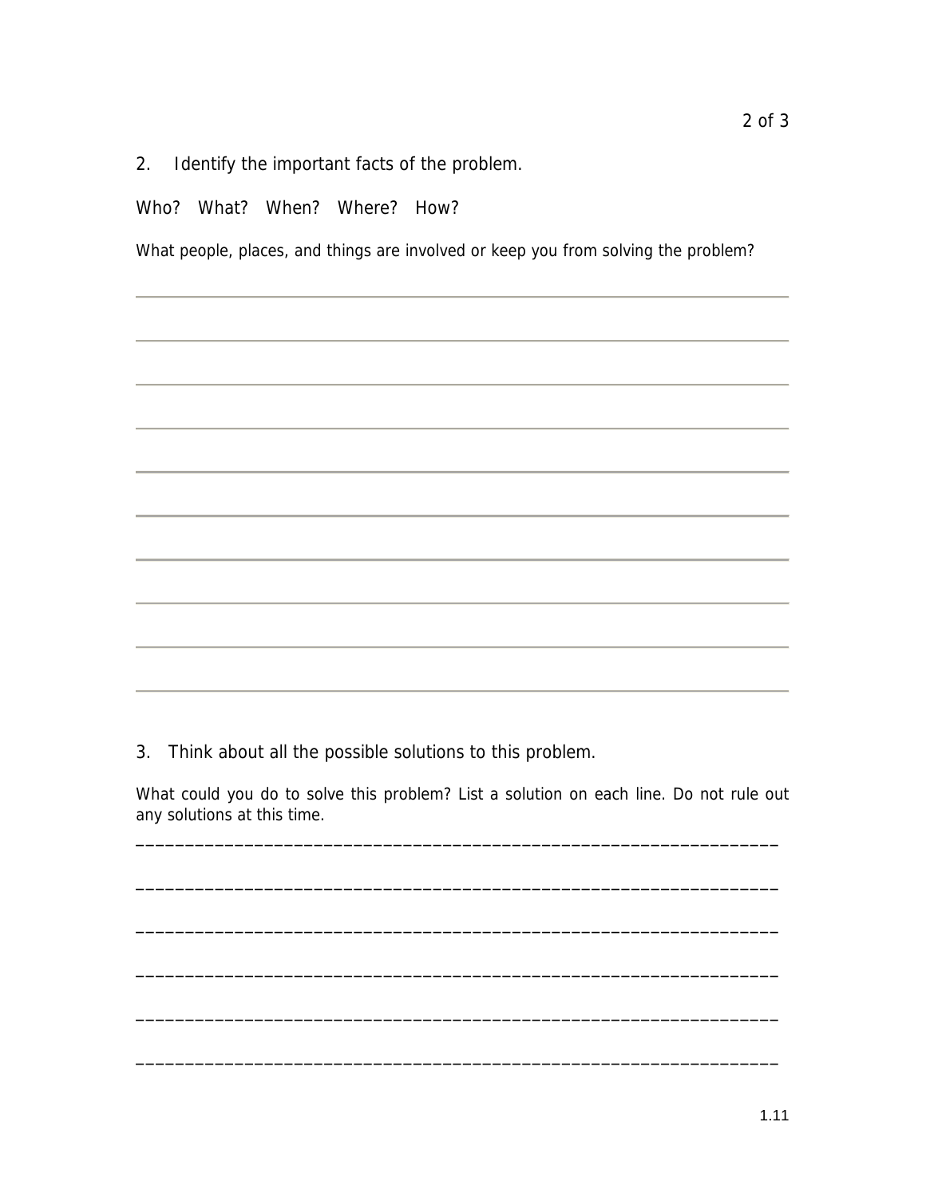2. Identify the important facts of the problem.

Who? What? When? Where? How?

What people, places, and things are involved or keep you from solving the problem?

______________________________________________________________________

______________________________________________________________________

______________________________________________________________________

______________________________________________________________________

______________________________________________________________________

______________________________________________________________________

______________________________________________________________________

______________________________________________________________________

______________________________________________________________________

______________________________________________________________________

3. Think about all the possible solutions to this problem.

What could you do to solve this problem? List a solution on each line. Do not rule out any solutions at this time.

______________________________________________________________________

______________________________________________________________________

______________________________________________________________________

______________________________________________________________________

______________________________________________________________________

______________________________________________________________________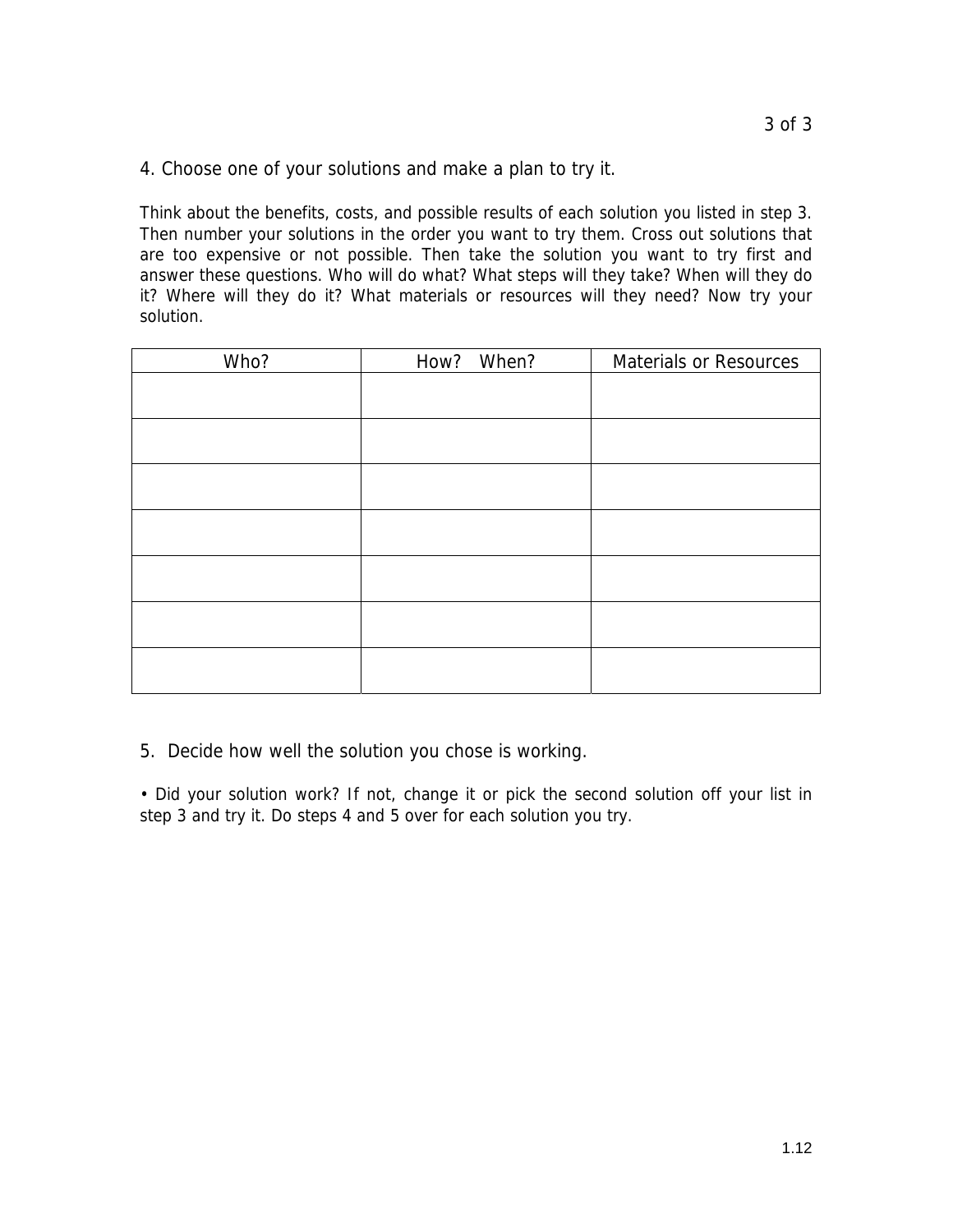4. Choose one of your solutions and make a plan to try it.

Think about the benefits, costs, and possible results of each solution you listed in step 3. Then number your solutions in the order you want to try them. Cross out solutions that are too expensive or not possible. Then take the solution you want to try first and answer these questions. Who will do what? What steps will they take? When will they do it? Where will they do it? What materials or resources will they need? Now try your solution.

| Who? | How? When? | Materials or Resources |
|---|---|---|
| | | |
| | | |
| | | |
| | | |
| | | |
| | | |
| | | |

5. Decide how well the solution you chose is working.

• Did your solution work? If not, change it or pick the second solution off your list in step 3 and try it. Do steps 4 and 5 over for each solution you try.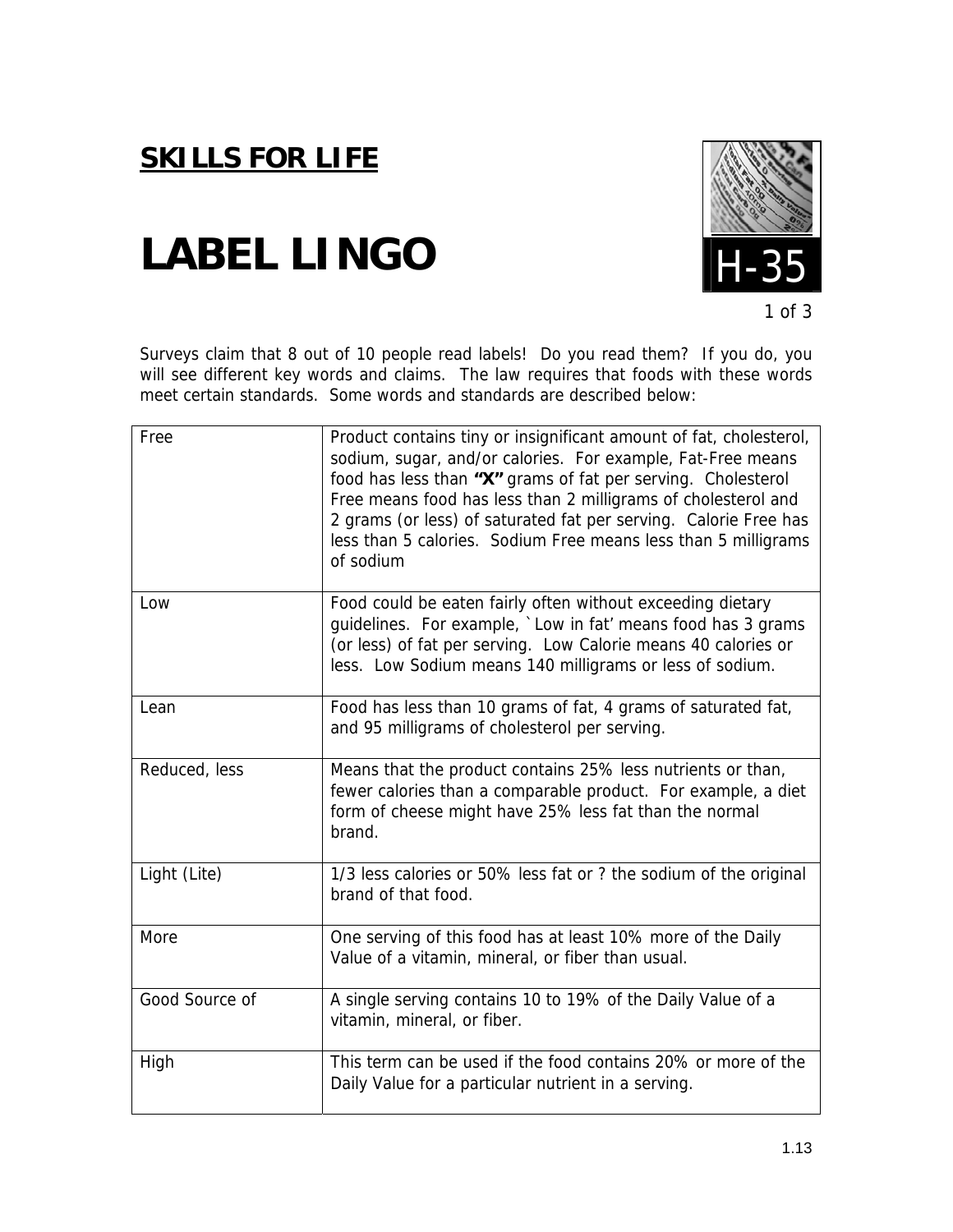## SKILLS FOR LIFE

# LABEL LINGO

H-35

Surveys claim that 8 out of 10 people read labels! Do you read them? If you do, you will see different key words and claims. The law requires that foods with these words meet certain standards. Some words and standards are described below:

| | |
|---|---|
| Free | Product contains tiny or insignificant amount of fat, cholesterol, sodium, sugar, and/or calories. For example, Fat-Free means food has less than **"X"** grams of fat per serving. Cholesterol Free means food has less than 2 milligrams of cholesterol and 2 grams (or less) of saturated fat per serving. Calorie Free has less than 5 calories. Sodium Free means less than 5 milligrams of sodium |
| Low | Food could be eaten fairly often without exceeding dietary guidelines. For example, `Low in fat' means food has 3 grams (or less) of fat per serving. Low Calorie means 40 calories or less. Low Sodium means 140 milligrams or less of sodium. |
| Lean | Food has less than 10 grams of fat, 4 grams of saturated fat, and 95 milligrams of cholesterol per serving. |
| Reduced, less | Means that the product contains 25% less nutrients or than, fewer calories than a comparable product. For example, a diet form of cheese might have 25% less fat than the normal brand. |
| Light (Lite) | 1/3 less calories or 50% less fat or ? the sodium of the original brand of that food. |
| More | One serving of this food has at least 10% more of the Daily Value of a vitamin, mineral, or fiber than usual. |
| Good Source of | A single serving contains 10 to 19% of the Daily Value of a vitamin, mineral, or fiber. |
| High | This term can be used if the food contains 20% or more of the Daily Value for a particular nutrient in a serving. |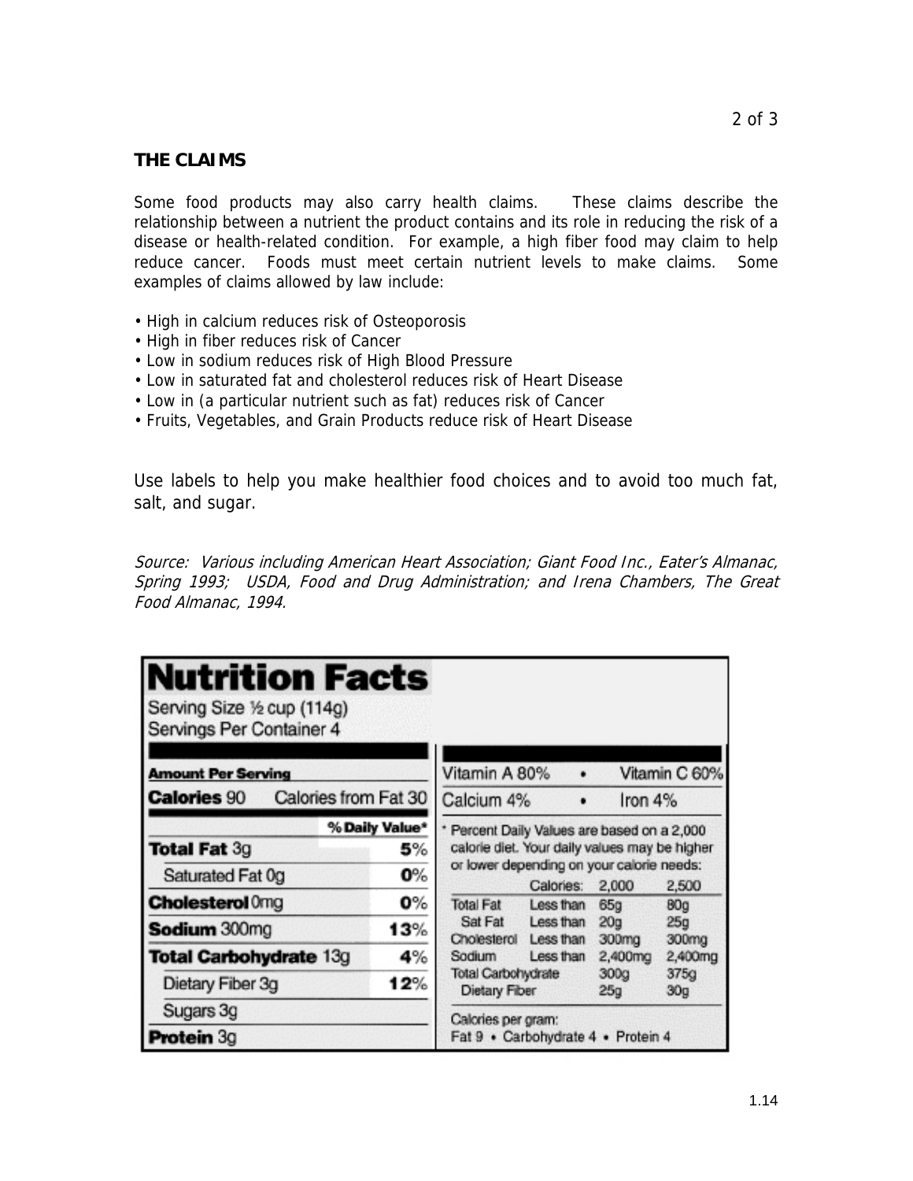## THE CLAIMS

Some food products may also carry health claims. These claims describe the relationship between a nutrient the product contains and its role in reducing the risk of a disease or health-related condition. For example, a high fiber food may claim to help reduce cancer. Foods must meet certain nutrient levels to make claims. Some examples of claims allowed by law include:

- High in calcium reduces risk of Osteoporosis
- High in fiber reduces risk of Cancer
- Low in sodium reduces risk of High Blood Pressure
- Low in saturated fat and cholesterol reduces risk of Heart Disease
- Low in (a particular nutrient such as fat) reduces risk of Cancer
- Fruits, Vegetables, and Grain Products reduce risk of Heart Disease

Use labels to help you make healthier food choices and to avoid too much fat, salt, and sugar.

*Source: Various including American Heart Association; Giant Food Inc., Eater's Almanac, Spring 1993; USDA, Food and Drug Administration; and Irena Chambers, The Great Food Almanac, 1994.*

### Nutrition Facts

Serving Size ½ cup (114g)
Servings Per Container 4

| Amount Per Serving | |
|---|---|
| **Calories** 90 | Calories from Fat 30 |
| | **% Daily Value*** |
| **Total Fat** 3g | **5%** |
| Saturated Fat 0g | **0%** |
| **Cholesterol** 0mg | **0%** |
| **Sodium** 300mg | **13%** |
| **Total Carbohydrate** 13g | **4%** |
| Dietary Fiber 3g | **12%** |
| Sugars 3g | |
| **Protein** 3g | |

Vitamin A 80% • Vitamin C 60%
Calcium 4% • Iron 4%

\* Percent Daily Values are based on a 2,000 calorie diet. Your daily values may be higher or lower depending on your calorie needs:

| | Calories: | 2,000 | 2,500 |
|---|---|---|---|
| Total Fat | Less than | 65g | 80g |
| Sat Fat | Less than | 20g | 25g |
| Cholesterol | Less than | 300mg | 300mg |
| Sodium | Less than | 2,400mg | 2,400mg |
| Total Carbohydrate | | 300g | 375g |
| Dietary Fiber | | 25g | 30g |

Calories per gram:
Fat 9 • Carbohydrate 4 • Protein 4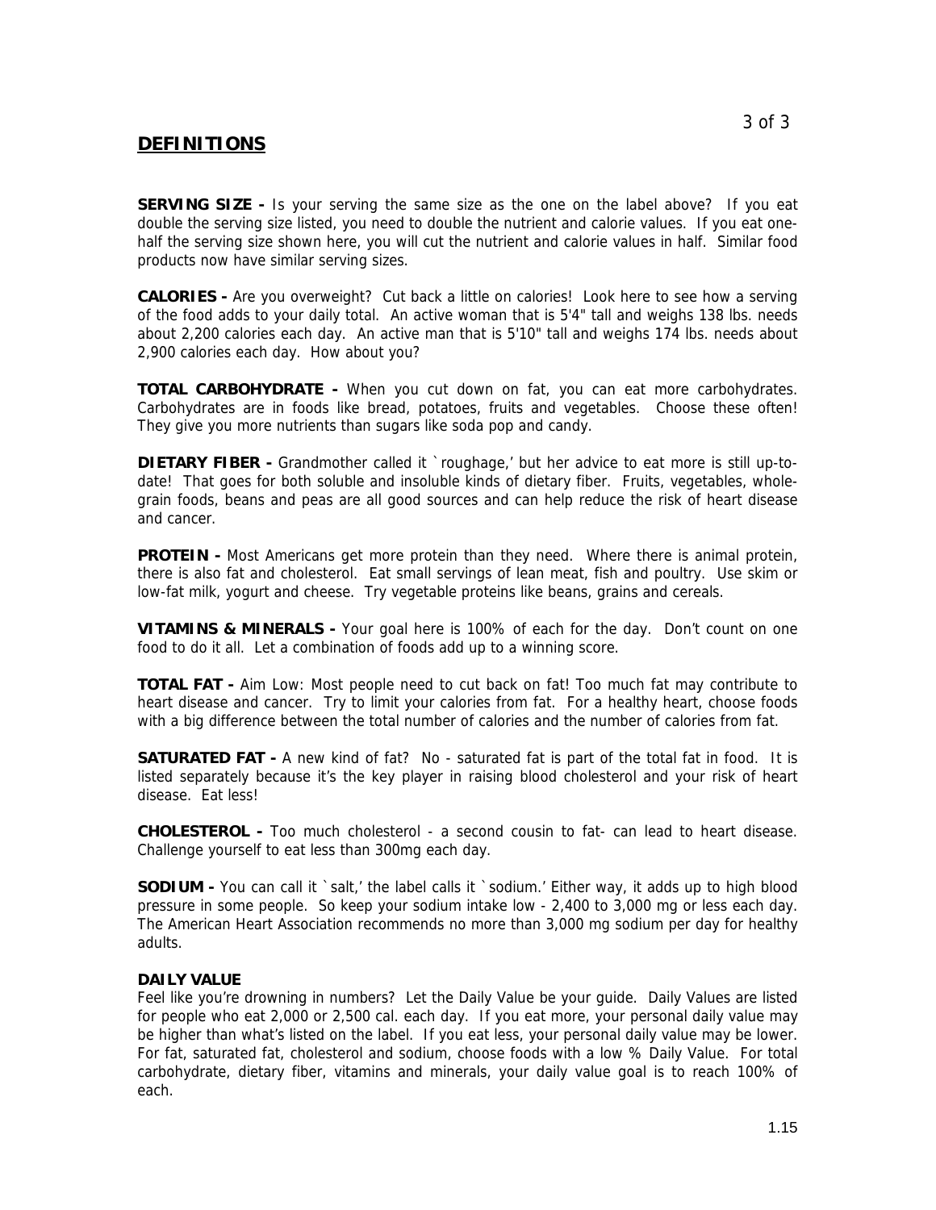## DEFINITIONS

**SERVING SIZE -** Is your serving the same size as the one on the label above? If you eat double the serving size listed, you need to double the nutrient and calorie values. If you eat one-half the serving size shown here, you will cut the nutrient and calorie values in half. Similar food products now have similar serving sizes.

**CALORIES -** Are you overweight? Cut back a little on calories! Look here to see how a serving of the food adds to your daily total. An active woman that is 5'4" tall and weighs 138 lbs. needs about 2,200 calories each day. An active man that is 5'10" tall and weighs 174 lbs. needs about 2,900 calories each day. How about you?

**TOTAL CARBOHYDRATE -** When you cut down on fat, you can eat more carbohydrates. Carbohydrates are in foods like bread, potatoes, fruits and vegetables. Choose these often! They give you more nutrients than sugars like soda pop and candy.

**DIETARY FIBER -** Grandmother called it `roughage,' but her advice to eat more is still up-to-date! That goes for both soluble and insoluble kinds of dietary fiber. Fruits, vegetables, whole-grain foods, beans and peas are all good sources and can help reduce the risk of heart disease and cancer.

**PROTEIN -** Most Americans get more protein than they need. Where there is animal protein, there is also fat and cholesterol. Eat small servings of lean meat, fish and poultry. Use skim or low-fat milk, yogurt and cheese. Try vegetable proteins like beans, grains and cereals.

**VITAMINS & MINERALS -** Your goal here is 100% of each for the day. Don't count on one food to do it all. Let a combination of foods add up to a winning score.

**TOTAL FAT -** Aim Low: Most people need to cut back on fat! Too much fat may contribute to heart disease and cancer. Try to limit your calories from fat. For a healthy heart, choose foods with a big difference between the total number of calories and the number of calories from fat.

**SATURATED FAT -** A new kind of fat? No - saturated fat is part of the total fat in food. It is listed separately because it's the key player in raising blood cholesterol and your risk of heart disease. Eat less!

**CHOLESTEROL -** Too much cholesterol - a second cousin to fat- can lead to heart disease. Challenge yourself to eat less than 300mg each day.

**SODIUM -** You can call it `salt,' the label calls it `sodium.' Either way, it adds up to high blood pressure in some people. So keep your sodium intake low - 2,400 to 3,000 mg or less each day. The American Heart Association recommends no more than 3,000 mg sodium per day for healthy adults.

**DAILY VALUE**

Feel like you're drowning in numbers? Let the Daily Value be your guide. Daily Values are listed for people who eat 2,000 or 2,500 cal. each day. If you eat more, your personal daily value may be higher than what's listed on the label. If you eat less, your personal daily value may be lower. For fat, saturated fat, cholesterol and sodium, choose foods with a low % Daily Value. For total carbohydrate, dietary fiber, vitamins and minerals, your daily value goal is to reach 100% of each.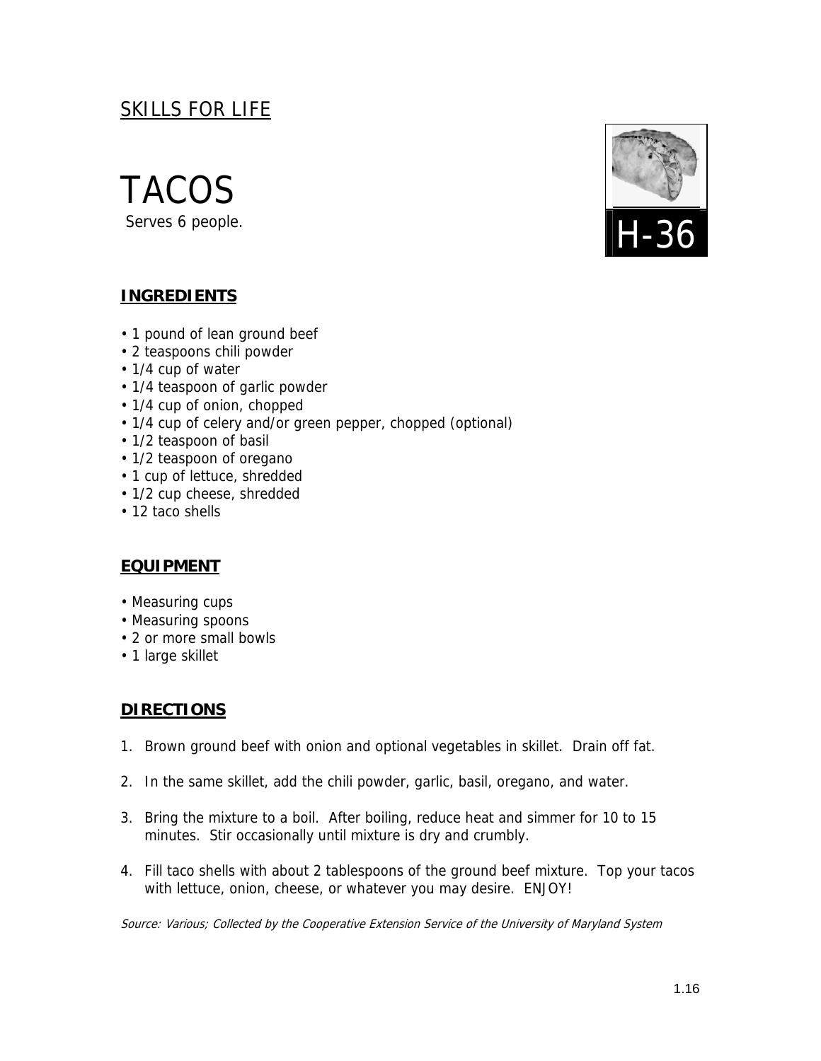SKILLS FOR LIFE

# TACOS

Serves 6 people.

H-36

## INGREDIENTS

- 1 pound of lean ground beef
- 2 teaspoons chili powder
- 1/4 cup of water
- 1/4 teaspoon of garlic powder
- 1/4 cup of onion, chopped
- 1/4 cup of celery and/or green pepper, chopped (optional)
- 1/2 teaspoon of basil
- 1/2 teaspoon of oregano
- 1 cup of lettuce, shredded
- 1/2 cup cheese, shredded
- 12 taco shells

## EQUIPMENT

- Measuring cups
- Measuring spoons
- 2 or more small bowls
- 1 large skillet

## DIRECTIONS

1. Brown ground beef with onion and optional vegetables in skillet. Drain off fat.
2. In the same skillet, add the chili powder, garlic, basil, oregano, and water.
3. Bring the mixture to a boil. After boiling, reduce heat and simmer for 10 to 15 minutes. Stir occasionally until mixture is dry and crumbly.
4. Fill taco shells with about 2 tablespoons of the ground beef mixture. Top your tacos with lettuce, onion, cheese, or whatever you may desire. ENJOY!

*Source: Various; Collected by the Cooperative Extension Service of the University of Maryland System*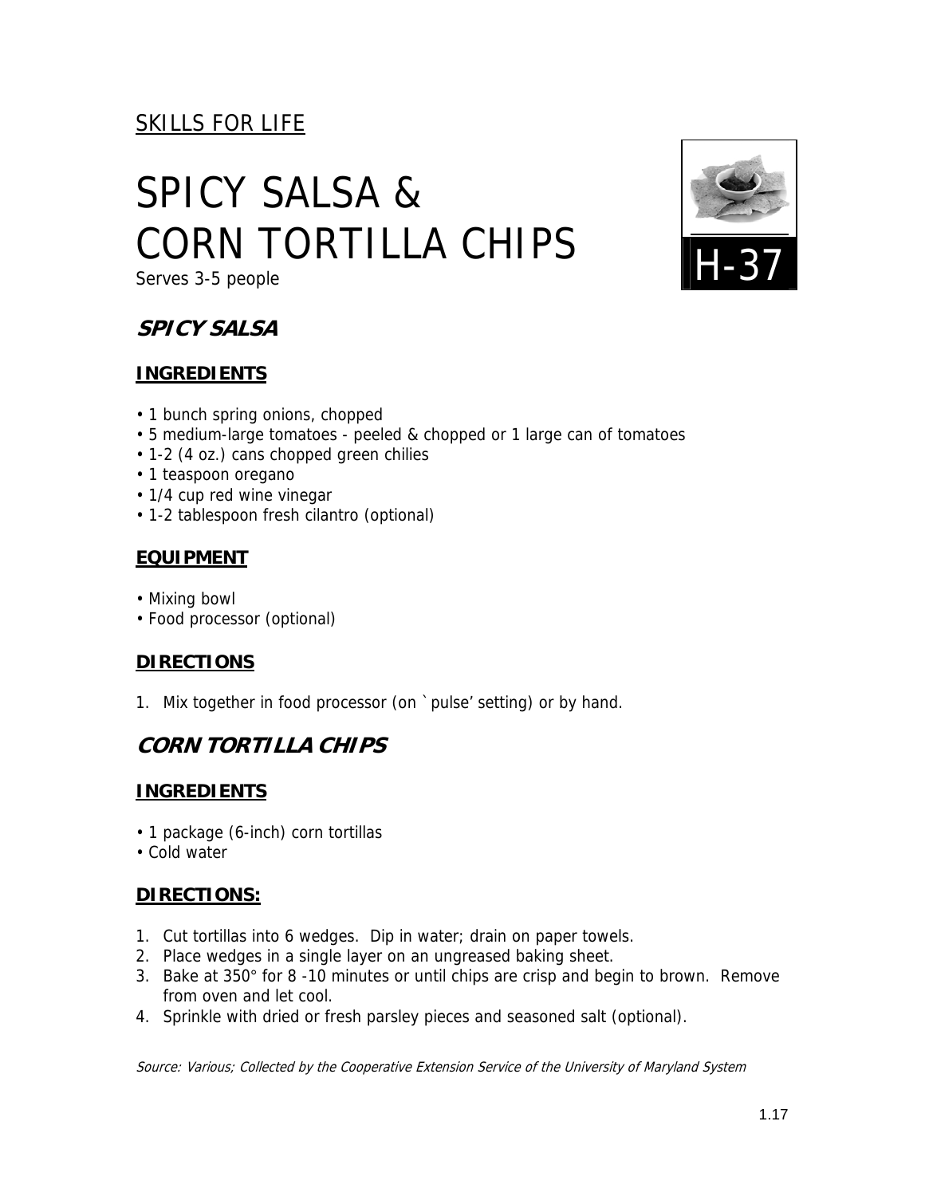SKILLS FOR LIFE

# SPICY SALSA & CORN TORTILLA CHIPS

H-37

Serves 3-5 people

## *SPICY SALSA*

### INGREDIENTS

- 1 bunch spring onions, chopped
- 5 medium-large tomatoes - peeled & chopped or 1 large can of tomatoes
- 1-2 (4 oz.) cans chopped green chilies
- 1 teaspoon oregano
- 1/4 cup red wine vinegar
- 1-2 tablespoon fresh cilantro (optional)

### EQUIPMENT

- Mixing bowl
- Food processor (optional)

### DIRECTIONS

1. Mix together in food processor (on `pulse' setting) or by hand.

## *CORN TORTILLA CHIPS*

### INGREDIENTS

- 1 package (6-inch) corn tortillas
- Cold water

### DIRECTIONS:

1. Cut tortillas into 6 wedges. Dip in water; drain on paper towels.
2. Place wedges in a single layer on an ungreased baking sheet.
3. Bake at 350° for 8 -10 minutes or until chips are crisp and begin to brown. Remove from oven and let cool.
4. Sprinkle with dried or fresh parsley pieces and seasoned salt (optional).

*Source: Various; Collected by the Cooperative Extension Service of the University of Maryland System*